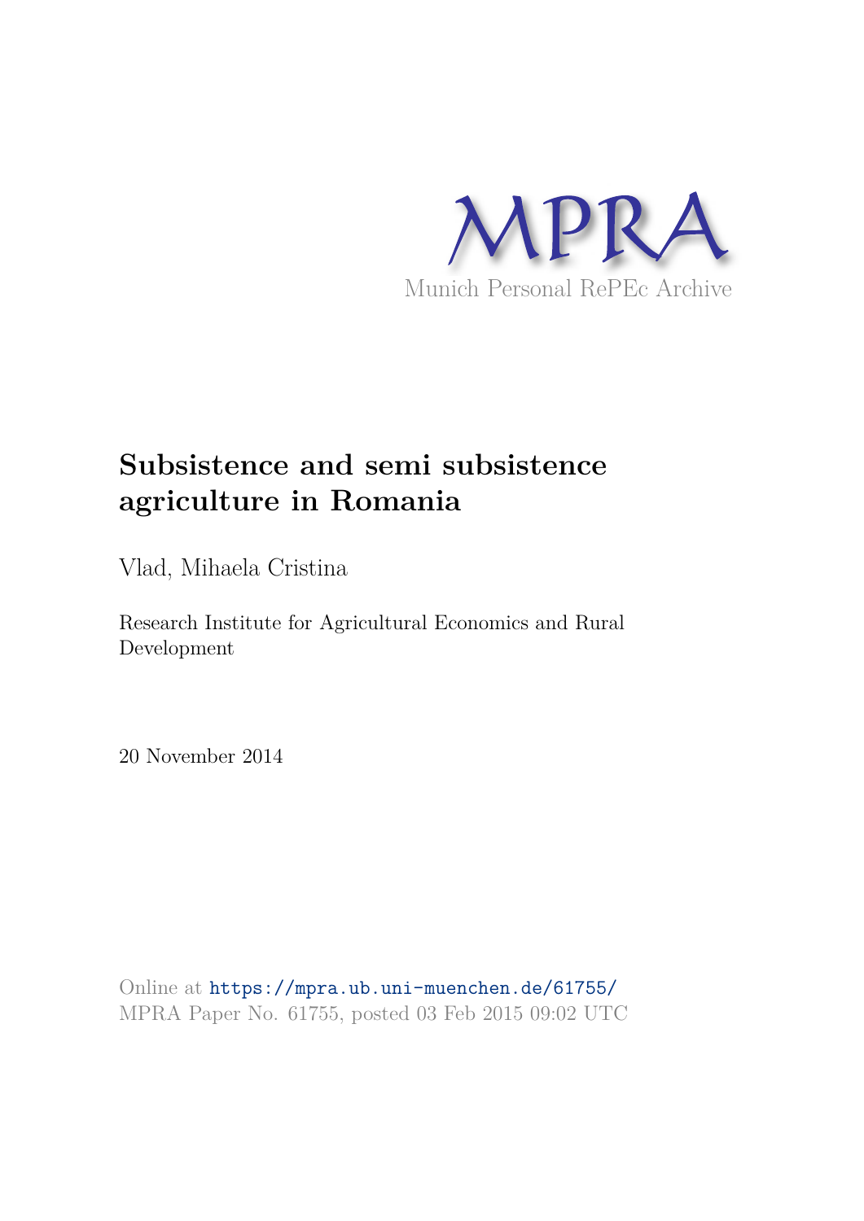MPRA

Munich Personal RePEc Archive

# Subsistence and semi subsistence agriculture in Romania

Vlad, Mihaela Cristina

Research Institute for Agricultural Economics and Rural Development

20 November 2014

Online at https://mpra.ub.uni-muenchen.de/61755/
MPRA Paper No. 61755, posted 03 Feb 2015 09:02 UTC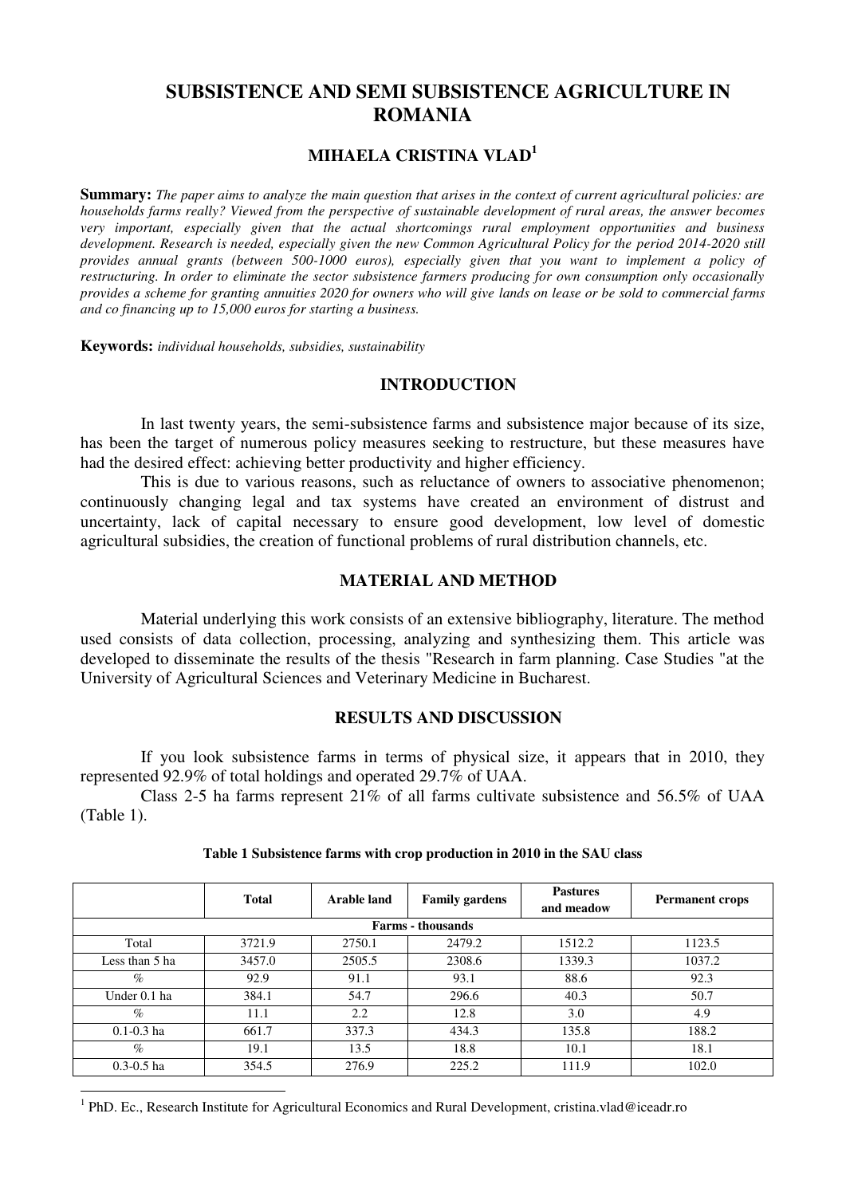# SUBSISTENCE AND SEMI SUBSISTENCE AGRICULTURE IN ROMANIA

## MIHAELA CRISTINA VLAD[1]

**Summary:** *The paper aims to analyze the main question that arises in the context of current agricultural policies: are households farms really? Viewed from the perspective of sustainable development of rural areas, the answer becomes very important, especially given that the actual shortcomings rural employment opportunities and business development. Research is needed, especially given the new Common Agricultural Policy for the period 2014-2020 still provides annual grants (between 500-1000 euros), especially given that you want to implement a policy of restructuring. In order to eliminate the sector subsistence farmers producing for own consumption only occasionally provides a scheme for granting annuities 2020 for owners who will give lands on lease or be sold to commercial farms and co financing up to 15,000 euros for starting a business.*

**Keywords:** *individual households, subsidies, sustainability*

## INTRODUCTION

In last twenty years, the semi-subsistence farms and subsistence major because of its size, has been the target of numerous policy measures seeking to restructure, but these measures have had the desired effect: achieving better productivity and higher efficiency.

This is due to various reasons, such as reluctance of owners to associative phenomenon; continuously changing legal and tax systems have created an environment of distrust and uncertainty, lack of capital necessary to ensure good development, low level of domestic agricultural subsidies, the creation of functional problems of rural distribution channels, etc.

## MATERIAL AND METHOD

Material underlying this work consists of an extensive bibliography, literature. The method used consists of data collection, processing, analyzing and synthesizing them. This article was developed to disseminate the results of the thesis "Research in farm planning. Case Studies "at the University of Agricultural Sciences and Veterinary Medicine in Bucharest.

## RESULTS AND DISCUSSION

If you look subsistence farms in terms of physical size, it appears that in 2010, they represented 92.9% of total holdings and operated 29.7% of UAA.

Class 2-5 ha farms represent 21% of all farms cultivate subsistence and 56.5% of UAA (Table 1).

**Table 1 Subsistence farms with crop production in 2010 in the SAU class**

| | Total | Arable land | Family gardens | Pastures and meadow | Permanent crops |
|---|---|---|---|---|---|
| **Farms - thousands** | | | | | |
| Total | 3721.9 | 2750.1 | 2479.2 | 1512.2 | 1123.5 |
| Less than 5 ha | 3457.0 | 2505.5 | 2308.6 | 1339.3 | 1037.2 |
| % | 92.9 | 91.1 | 93.1 | 88.6 | 92.3 |
| Under 0.1 ha | 384.1 | 54.7 | 296.6 | 40.3 | 50.7 |
| % | 11.1 | 2.2 | 12.8 | 3.0 | 4.9 |
| 0.1-0.3 ha | 661.7 | 337.3 | 434.3 | 135.8 | 188.2 |
| % | 19.1 | 13.5 | 18.8 | 10.1 | 18.1 |
| 0.3-0.5 ha | 354.5 | 276.9 | 225.2 | 111.9 | 102.0 |

[1] PhD. Ec., Research Institute for Agricultural Economics and Rural Development, cristina.vlad@iceadr.ro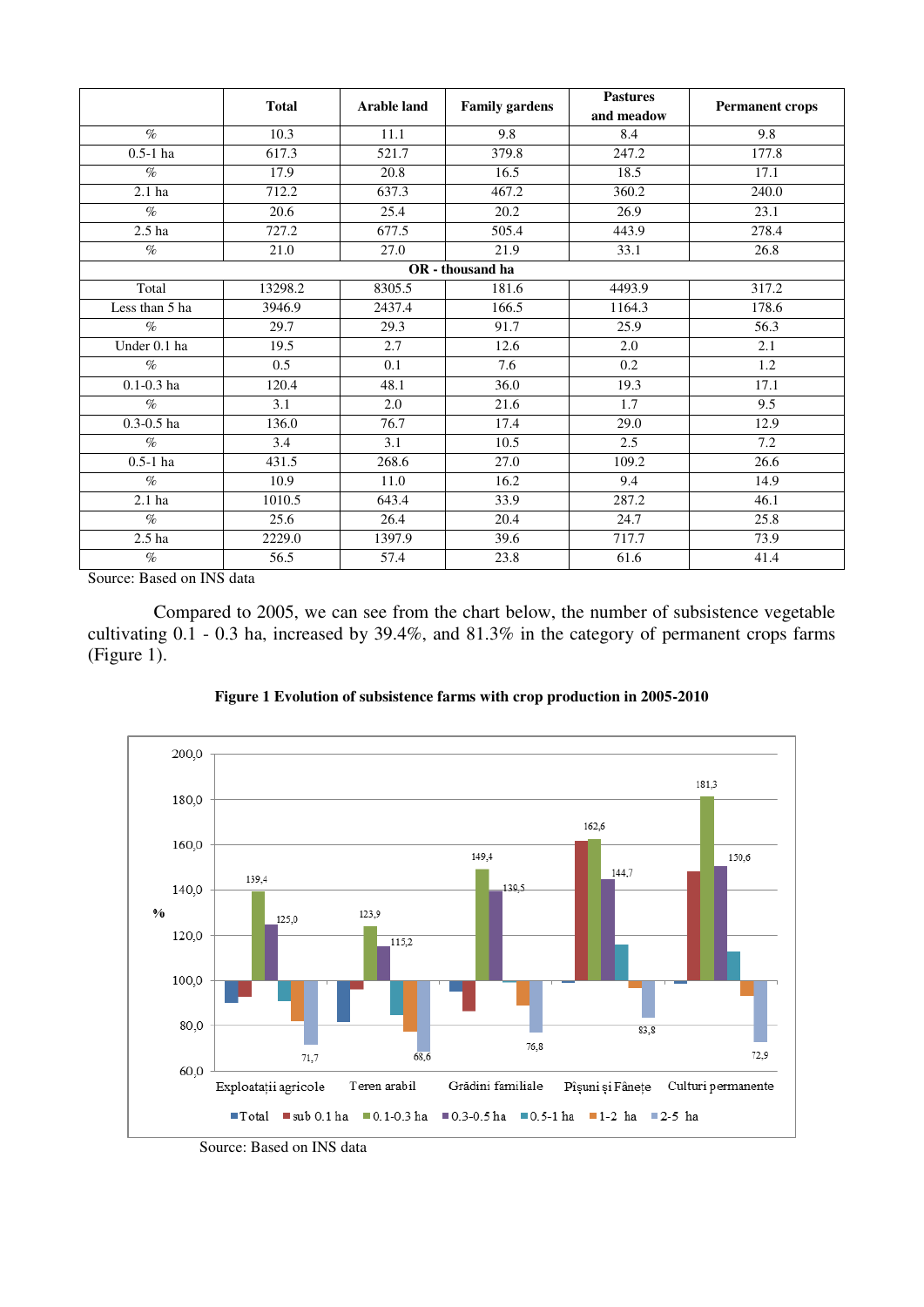| | Total | Arable land | Family gardens | Pastures and meadow | Permanent crops |
|---|---|---|---|---|---|
| % | 10.3 | 11.1 | 9.8 | 8.4 | 9.8 |
| 0.5-1 ha | 617.3 | 521.7 | 379.8 | 247.2 | 177.8 |
| % | 17.9 | 20.8 | 16.5 | 18.5 | 17.1 |
| 2.1 ha | 712.2 | 637.3 | 467.2 | 360.2 | 240.0 |
| % | 20.6 | 25.4 | 20.2 | 26.9 | 23.1 |
| 2.5 ha | 727.2 | 677.5 | 505.4 | 443.9 | 278.4 |
| % | 21.0 | 27.0 | 21.9 | 33.1 | 26.8 |
| **OR - thousand ha** | | | | | |
| Total | 13298.2 | 8305.5 | 181.6 | 4493.9 | 317.2 |
| Less than 5 ha | 3946.9 | 2437.4 | 166.5 | 1164.3 | 178.6 |
| % | 29.7 | 29.3 | 91.7 | 25.9 | 56.3 |
| Under 0.1 ha | 19.5 | 2.7 | 12.6 | 2.0 | 2.1 |
| % | 0.5 | 0.1 | 7.6 | 0.2 | 1.2 |
| 0.1-0.3 ha | 120.4 | 48.1 | 36.0 | 19.3 | 17.1 |
| % | 3.1 | 2.0 | 21.6 | 1.7 | 9.5 |
| 0.3-0.5 ha | 136.0 | 76.7 | 17.4 | 29.0 | 12.9 |
| % | 3.4 | 3.1 | 10.5 | 2.5 | 7.2 |
| 0.5-1 ha | 431.5 | 268.6 | 27.0 | 109.2 | 26.6 |
| % | 10.9 | 11.0 | 16.2 | 9.4 | 14.9 |
| 2.1 ha | 1010.5 | 643.4 | 33.9 | 287.2 | 46.1 |
| % | 25.6 | 26.4 | 20.4 | 24.7 | 25.8 |
| 2.5 ha | 2229.0 | 1397.9 | 39.6 | 717.7 | 73.9 |
| % | 56.5 | 57.4 | 23.8 | 61.6 | 41.4 |

Source: Based on INS data

Compared to 2005, we can see from the chart below, the number of subsistence vegetable cultivating 0.1 - 0.3 ha, increased by 39.4%, and 81.3% in the category of permanent crops farms (Figure 1).

**Figure 1 Evolution of subsistence farms with crop production in 2005-2010**

Source: Based on INS data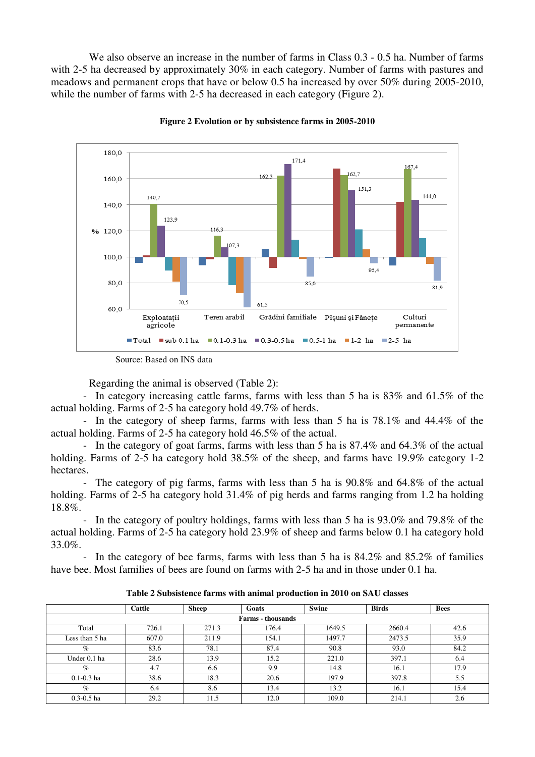We also observe an increase in the number of farms in Class 0.3 - 0.5 ha. Number of farms with 2-5 ha decreased by approximately 30% in each category. Number of farms with pastures and meadows and permanent crops that have or below 0.5 ha increased by over 50% during 2005-2010, while the number of farms with 2-5 ha decreased in each category (Figure 2).

**Figure 2 Evolution or by subsistence farms in 2005-2010**

Source: Based on INS data

Regarding the animal is observed (Table 2):

- In category increasing cattle farms, farms with less than 5 ha is 83% and 61.5% of the actual holding. Farms of 2-5 ha category hold 49.7% of herds.
- In the category of sheep farms, farms with less than 5 ha is 78.1% and 44.4% of the actual holding. Farms of 2-5 ha category hold 46.5% of the actual.
- In the category of goat farms, farms with less than 5 ha is 87.4% and 64.3% of the actual holding. Farms of 2-5 ha category hold 38.5% of the sheep, and farms have 19.9% category 1-2 hectares.
- The category of pig farms, farms with less than 5 ha is 90.8% and 64.8% of the actual holding. Farms of 2-5 ha category hold 31.4% of pig herds and farms ranging from 1.2 ha holding 18.8%.
- In the category of poultry holdings, farms with less than 5 ha is 93.0% and 79.8% of the actual holding. Farms of 2-5 ha category hold 23.9% of sheep and farms below 0.1 ha category hold 33.0%.
- In the category of bee farms, farms with less than 5 ha is 84.2% and 85.2% of families have bee. Most families of bees are found on farms with 2-5 ha and in those under 0.1 ha.

**Table 2 Subsistence farms with animal production in 2010 on SAU classes**

| | Cattle | Sheep | Goats | Swine | Birds | Bees |
|---|---|---|---|---|---|---|
| Farms - thousands | | | | | | |
| Total | 726.1 | 271.3 | 176.4 | 1649.5 | 2660.4 | 42.6 |
| Less than 5 ha | 607.0 | 211.9 | 154.1 | 1497.7 | 2473.5 | 35.9 |
| % | 83.6 | 78.1 | 87.4 | 90.8 | 93.0 | 84.2 |
| Under 0.1 ha | 28.6 | 13.9 | 15.2 | 221.0 | 397.1 | 6.4 |
| % | 4.7 | 6.6 | 9.9 | 14.8 | 16.1 | 17.9 |
| 0.1-0.3 ha | 38.6 | 18.3 | 20.6 | 197.9 | 397.8 | 5.5 |
| % | 6.4 | 8.6 | 13.4 | 13.2 | 16.1 | 15.4 |
| 0.3-0.5 ha | 29.2 | 11.5 | 12.0 | 109.0 | 214.1 | 2.6 |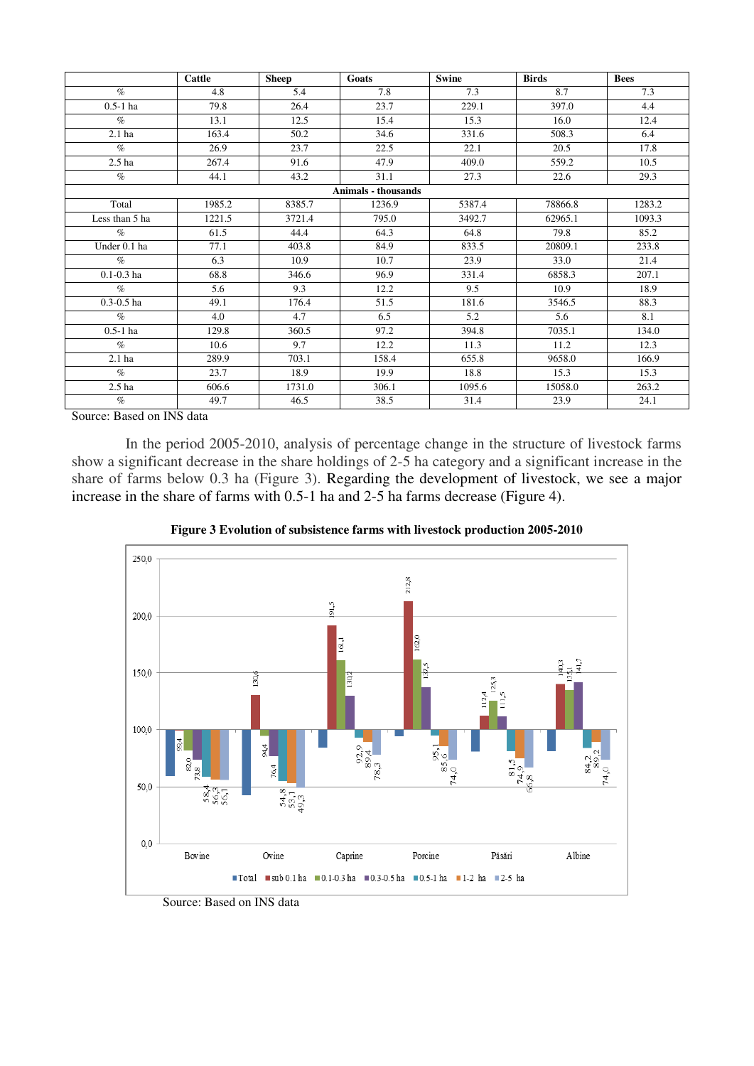|  | Cattle | Sheep | Goats | Swine | Birds | Bees |
|---|---|---|---|---|---|---|
| % | 4.8 | 5.4 | 7.8 | 7.3 | 8.7 | 7.3 |
| 0.5-1 ha | 79.8 | 26.4 | 23.7 | 229.1 | 397.0 | 4.4 |
| % | 13.1 | 12.5 | 15.4 | 15.3 | 16.0 | 12.4 |
| 2.1 ha | 163.4 | 50.2 | 34.6 | 331.6 | 508.3 | 6.4 |
| % | 26.9 | 23.7 | 22.5 | 22.1 | 20.5 | 17.8 |
| 2.5 ha | 267.4 | 91.6 | 47.9 | 409.0 | 559.2 | 10.5 |
| % | 44.1 | 43.2 | 31.1 | 27.3 | 22.6 | 29.3 |
| **Animals - thousands** | | | | | | |
| Total | 1985.2 | 8385.7 | 1236.9 | 5387.4 | 78866.8 | 1283.2 |
| Less than 5 ha | 1221.5 | 3721.4 | 795.0 | 3492.7 | 62965.1 | 1093.3 |
| % | 61.5 | 44.4 | 64.3 | 64.8 | 79.8 | 85.2 |
| Under 0.1 ha | 77.1 | 403.8 | 84.9 | 833.5 | 20809.1 | 233.8 |
| % | 6.3 | 10.9 | 10.7 | 23.9 | 33.0 | 21.4 |
| 0.1-0.3 ha | 68.8 | 346.6 | 96.9 | 331.4 | 6858.3 | 207.1 |
| % | 5.6 | 9.3 | 12.2 | 9.5 | 10.9 | 18.9 |
| 0.3-0.5 ha | 49.1 | 176.4 | 51.5 | 181.6 | 3546.5 | 88.3 |
| % | 4.0 | 4.7 | 6.5 | 5.2 | 5.6 | 8.1 |
| 0.5-1 ha | 129.8 | 360.5 | 97.2 | 394.8 | 7035.1 | 134.0 |
| % | 10.6 | 9.7 | 12.2 | 11.3 | 11.2 | 12.3 |
| 2.1 ha | 289.9 | 703.1 | 158.4 | 655.8 | 9658.0 | 166.9 |
| % | 23.7 | 18.9 | 19.9 | 18.8 | 15.3 | 15.3 |
| 2.5 ha | 606.6 | 1731.0 | 306.1 | 1095.6 | 15058.0 | 263.2 |
| % | 49.7 | 46.5 | 38.5 | 31.4 | 23.9 | 24.1 |

Source: Based on INS data

In the period 2005-2010, analysis of percentage change in the structure of livestock farms show a significant decrease in the share holdings of 2-5 ha category and a significant increase in the share of farms below 0.3 ha (Figure 3). Regarding the development of livestock, we see a major increase in the share of farms with 0.5-1 ha and 2-5 ha farms decrease (Figure 4).

**Figure 3 Evolution of subsistence farms with livestock production 2005-2010**

Source: Based on INS data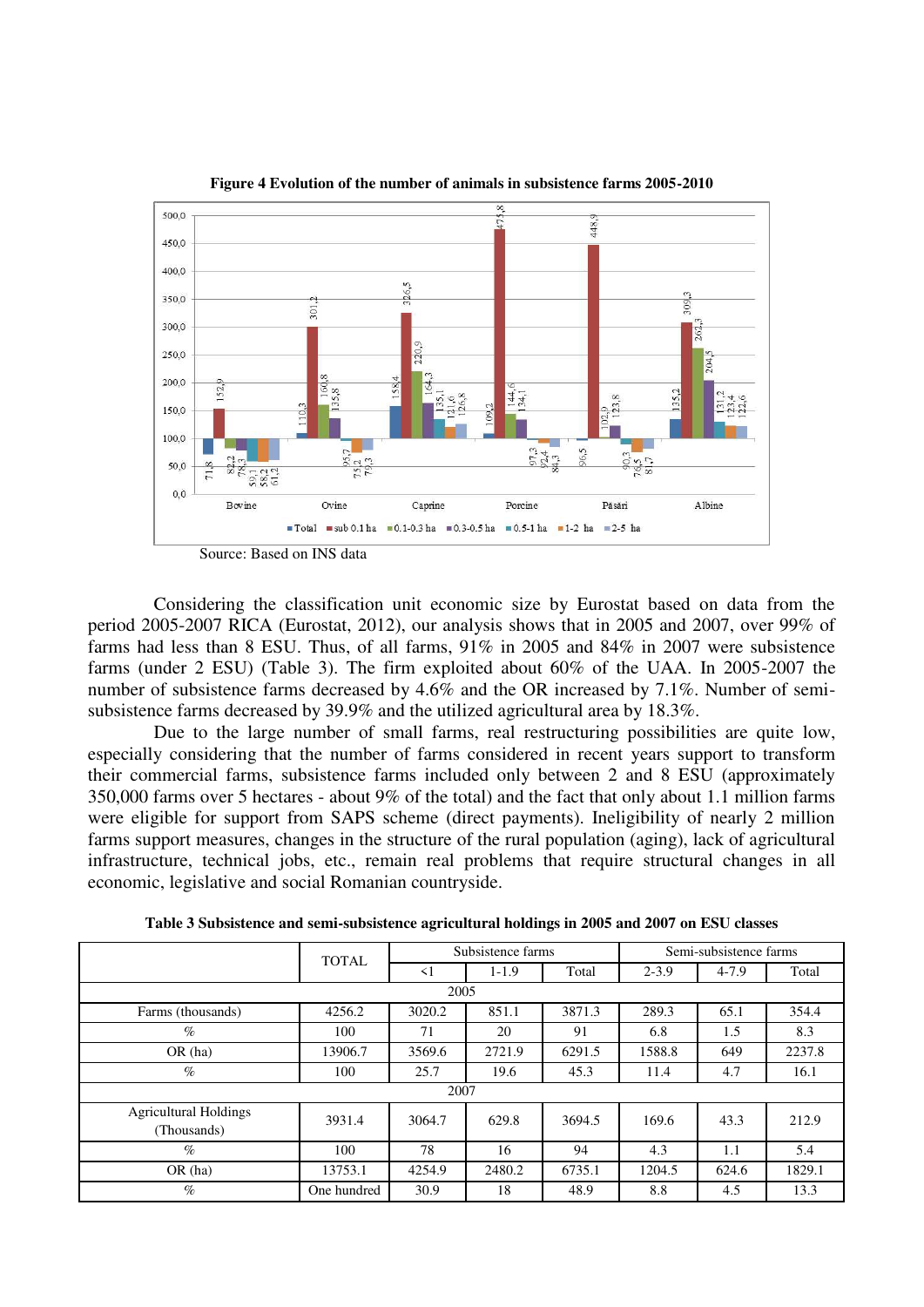**Figure 4 Evolution of the number of animals in subsistence farms 2005-2010**

Source: Based on INS data

Considering the classification unit economic size by Eurostat based on data from the period 2005-2007 RICA (Eurostat, 2012), our analysis shows that in 2005 and 2007, over 99% of farms had less than 8 ESU. Thus, of all farms, 91% in 2005 and 84% in 2007 were subsistence farms (under 2 ESU) (Table 3). The firm exploited about 60% of the UAA. In 2005-2007 the number of subsistence farms decreased by 4.6% and the OR increased by 7.1%. Number of semi-subsistence farms decreased by 39.9% and the utilized agricultural area by 18.3%.

Due to the large number of small farms, real restructuring possibilities are quite low, especially considering that the number of farms considered in recent years support to transform their commercial farms, subsistence farms included only between 2 and 8 ESU (approximately 350,000 farms over 5 hectares - about 9% of the total) and the fact that only about 1.1 million farms were eligible for support from SAPS scheme (direct payments). Ineligibility of nearly 2 million farms support measures, changes in the structure of the rural population (aging), lack of agricultural infrastructure, technical jobs, etc., remain real problems that require structural changes in all economic, legislative and social Romanian countryside.

**Table 3 Subsistence and semi-subsistence agricultural holdings in 2005 and 2007 on ESU classes**

| | TOTAL | Subsistence farms | | | Semi-subsistence farms | | |
|---|---|---|---|---|---|---|---|
| | | <1 | 1-1.9 | Total | 2-3.9 | 4-7.9 | Total |
| 2005 | | | | | | | |
| Farms (thousands) | 4256.2 | 3020.2 | 851.1 | 3871.3 | 289.3 | 65.1 | 354.4 |
| % | 100 | 71 | 20 | 91 | 6.8 | 1.5 | 8.3 |
| OR (ha) | 13906.7 | 3569.6 | 2721.9 | 6291.5 | 1588.8 | 649 | 2237.8 |
| % | 100 | 25.7 | 19.6 | 45.3 | 11.4 | 4.7 | 16.1 |
| 2007 | | | | | | | |
| Agricultural Holdings (Thousands) | 3931.4 | 3064.7 | 629.8 | 3694.5 | 169.6 | 43.3 | 212.9 |
| % | 100 | 78 | 16 | 94 | 4.3 | 1.1 | 5.4 |
| OR (ha) | 13753.1 | 4254.9 | 2480.2 | 6735.1 | 1204.5 | 624.6 | 1829.1 |
| % | One hundred | 30.9 | 18 | 48.9 | 8.8 | 4.5 | 13.3 |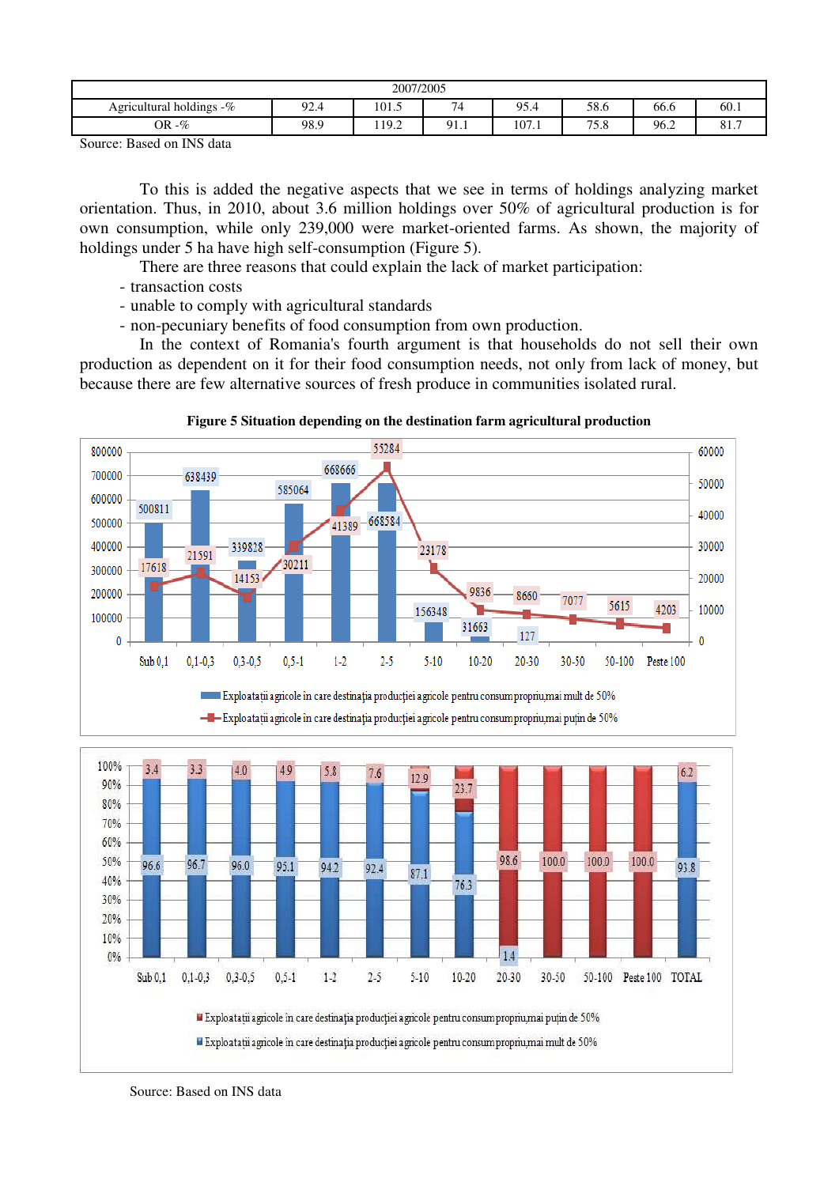| 2007/2005 | | | | | | | |
|---|---|---|---|---|---|---|---|
| Agricultural holdings -% | 92.4 | 101.5 | 74 | 95.4 | 58.6 | 66.6 | 60.1 |
| OR -% | 98.9 | 119.2 | 91.1 | 107.1 | 75.8 | 96.2 | 81.7 |

Source: Based on INS data

To this is added the negative aspects that we see in terms of holdings analyzing market orientation. Thus, in 2010, about 3.6 million holdings over 50% of agricultural production is for own consumption, while only 239,000 were market-oriented farms. As shown, the majority of holdings under 5 ha have high self-consumption (Figure 5).

There are three reasons that could explain the lack of market participation:

- transaction costs
- unable to comply with agricultural standards
- non-pecuniary benefits of food consumption from own production.

In the context of Romania's fourth argument is that households do not sell their own production as dependent on it for their food consumption needs, not only from lack of money, but because there are few alternative sources of fresh produce in communities isolated rural.

**Figure 5 Situation depending on the destination farm agricultural production**

| Size class (ha) | Sub 0,1 | 0,1-0,3 | 0,3-0,5 | 0,5-1 | 1-2 | 2-5 | 5-10 | 10-20 | 20-30 | 30-50 | 50-100 | Peste 100 |
|---|---|---|---|---|---|---|---|---|---|---|---|---|
| Exploatații agricole in care destinația producției agricole pentru consum propriu,mai mult de 50% | 500811 | 638439 | 339828 | 585064 | 668666 | 668584 | 156348 | 31663 | 127 | | | |
| Exploatații agricole in care destinația producției agricole pentru consum propriu,mai puțin de 50% | 17618 | 21591 | 14153 | 30211 | 41389 | 55284 | 23178 | 9836 | 8660 | 7077 | 5615 | 4203 |

| Size class (ha) | Sub 0,1 | 0,1-0,3 | 0,3-0,5 | 0,5-1 | 1-2 | 2-5 | 5-10 | 10-20 | 20-30 | 30-50 | 50-100 | Peste 100 | TOTAL |
|---|---|---|---|---|---|---|---|---|---|---|---|---|---|
| Exploatații agricole in care destinația producției agricole pentru consum propriu,mai puțin de 50% | 3.4 | 3.3 | 4.0 | 4.9 | 5.8 | 7.6 | 12.9 | 23.7 | 98.6 | 100.0 | 100.0 | 100.0 | 6.2 |
| Exploatații agricole in care destinația producției agricole pentru consum propriu,mai mult de 50% | 96.6 | 96.7 | 96.0 | 95.1 | 94.2 | 92.4 | 87.1 | 76.3 | 1.4 | | | | 93.8 |

Source: Based on INS data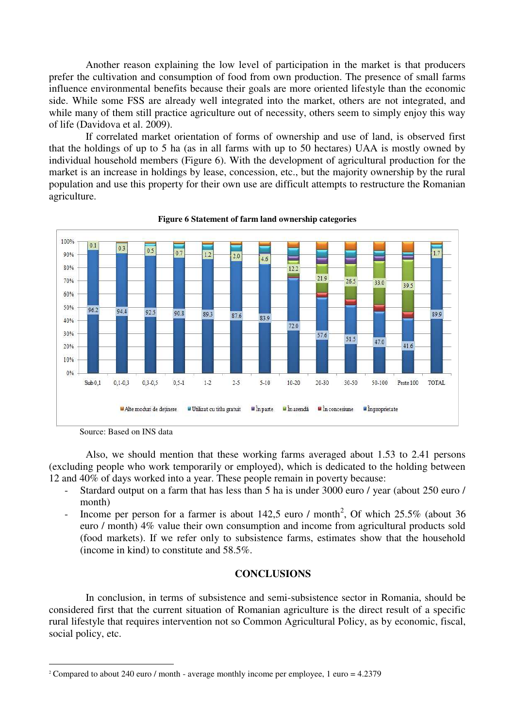Another reason explaining the low level of participation in the market is that producers prefer the cultivation and consumption of food from own production. The presence of small farms influence environmental benefits because their goals are more oriented lifestyle than the economic side. While some FSS are already well integrated into the market, others are not integrated, and while many of them still practice agriculture out of necessity, others seem to simply enjoy this way of life (Davidova et al. 2009).

If correlated market orientation of forms of ownership and use of land, is observed first that the holdings of up to 5 ha (as in all farms with up to 50 hectares) UAA is mostly owned by individual household members (Figure 6). With the development of agricultural production for the market is an increase in holdings by lease, concession, etc., but the majority ownership by the rural population and use this property for their own use are difficult attempts to restructure the Romanian agriculture.

**Figure 6 Statement of farm land ownership categories**

Source: Based on INS data

Also, we should mention that these working farms averaged about 1.53 to 2.41 persons (excluding people who work temporarily or employed), which is dedicated to the holding between 12 and 40% of days worked into a year. These people remain in poverty because:

- Stardard output on a farm that has less than 5 ha is under 3000 euro / year (about 250 euro / month)
- Income per person for a farmer is about 142,5 euro / month[2], Of which 25.5% (about 36 euro / month) 4% value their own consumption and income from agricultural products sold (food markets). If we refer only to subsistence farms, estimates show that the household (income in kind) to constitute and 58.5%.

## CONCLUSIONS

In conclusion, in terms of subsistence and semi-subsistence sector in Romania, should be considered first that the current situation of Romanian agriculture is the direct result of a specific rural lifestyle that requires intervention not so Common Agricultural Policy, as by economic, fiscal, social policy, etc.

[2] Compared to about 240 euro / month - average monthly income per employee, 1 euro = 4.2379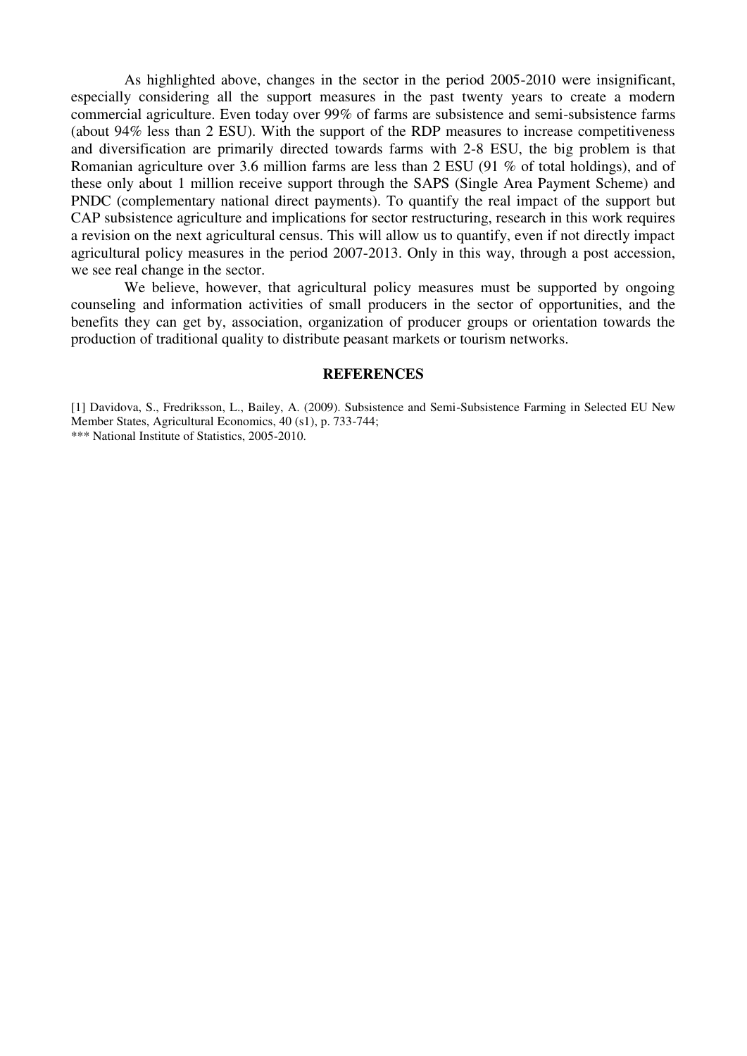As highlighted above, changes in the sector in the period 2005-2010 were insignificant, especially considering all the support measures in the past twenty years to create a modern commercial agriculture. Even today over 99% of farms are subsistence and semi-subsistence farms (about 94% less than 2 ESU). With the support of the RDP measures to increase competitiveness and diversification are primarily directed towards farms with 2-8 ESU, the big problem is that Romanian agriculture over 3.6 million farms are less than 2 ESU (91 % of total holdings), and of these only about 1 million receive support through the SAPS (Single Area Payment Scheme) and PNDC (complementary national direct payments). To quantify the real impact of the support but CAP subsistence agriculture and implications for sector restructuring, research in this work requires a revision on the next agricultural census. This will allow us to quantify, even if not directly impact agricultural policy measures in the period 2007-2013. Only in this way, through a post accession, we see real change in the sector.

We believe, however, that agricultural policy measures must be supported by ongoing counseling and information activities of small producers in the sector of opportunities, and the benefits they can get by, association, organization of producer groups or orientation towards the production of traditional quality to distribute peasant markets or tourism networks.

## REFERENCES

[1] Davidova, S., Fredriksson, L., Bailey, A. (2009). Subsistence and Semi-Subsistence Farming in Selected EU New Member States, Agricultural Economics, 40 (s1), p. 733-744;

*** National Institute of Statistics, 2005-2010.